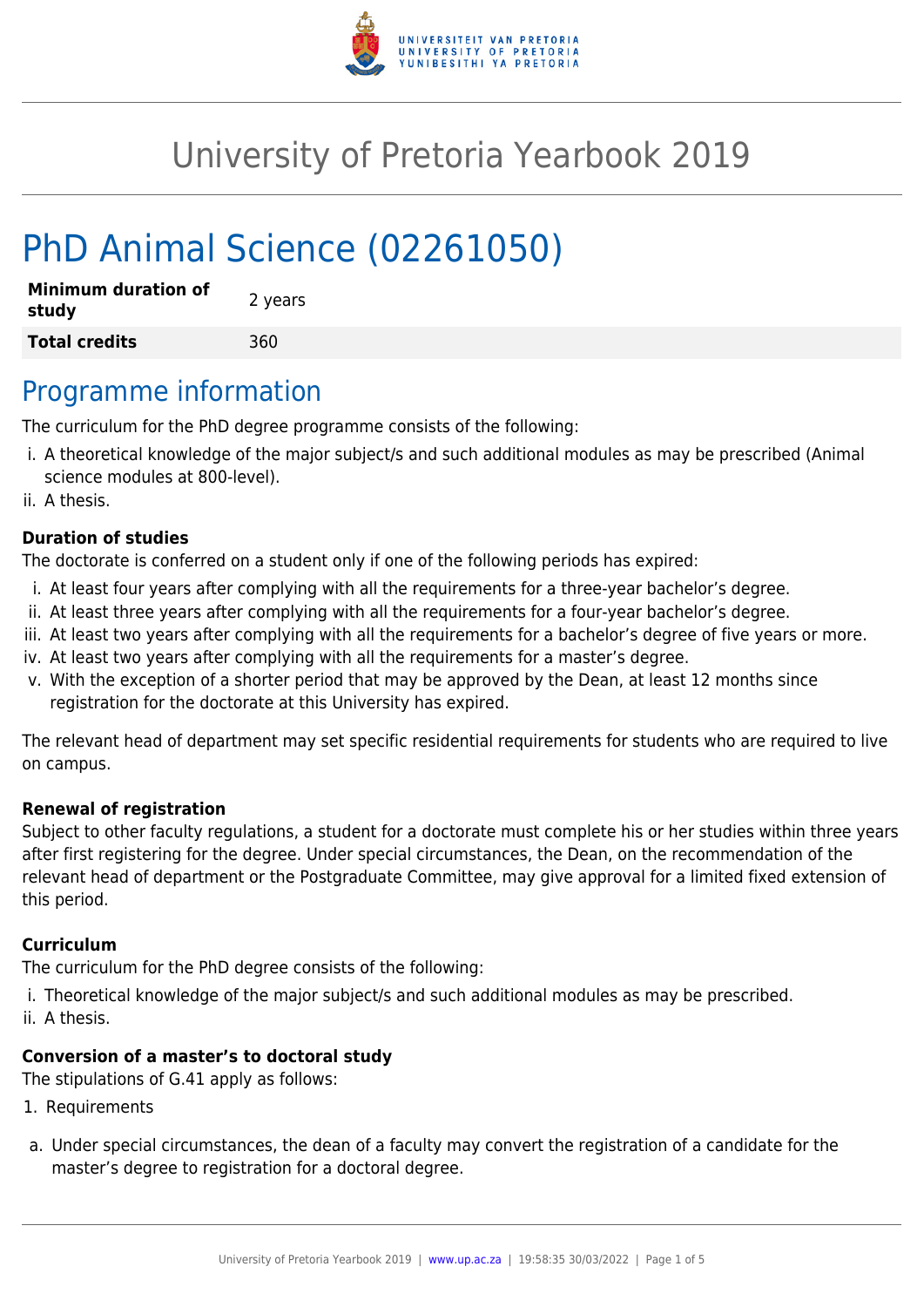# University of Pretoria Yearbook 2019

# PhD Animal Science (02261050)

| **Minimum duration of study** | 2 years |
|---|---|
| **Total credits** | 360 |

## Programme information

The curriculum for the PhD degree programme consists of the following:

i. A theoretical knowledge of the major subject/s and such additional modules as may be prescribed (Animal science modules at 800-level).
ii. A thesis.

### Duration of studies

The doctorate is conferred on a student only if one of the following periods has expired:

i. At least four years after complying with all the requirements for a three-year bachelor's degree.
ii. At least three years after complying with all the requirements for a four-year bachelor's degree.
iii. At least two years after complying with all the requirements for a bachelor's degree of five years or more.
iv. At least two years after complying with all the requirements for a master's degree.
v. With the exception of a shorter period that may be approved by the Dean, at least 12 months since registration for the doctorate at this University has expired.

The relevant head of department may set specific residential requirements for students who are required to live on campus.

### Renewal of registration

Subject to other faculty regulations, a student for a doctorate must complete his or her studies within three years after first registering for the degree. Under special circumstances, the Dean, on the recommendation of the relevant head of department or the Postgraduate Committee, may give approval for a limited fixed extension of this period.

### Curriculum

The curriculum for the PhD degree consists of the following:

i. Theoretical knowledge of the major subject/s and such additional modules as may be prescribed.
ii. A thesis.

### Conversion of a master's to doctoral study

The stipulations of G.41 apply as follows:

1. Requirements

a. Under special circumstances, the dean of a faculty may convert the registration of a candidate for the master's degree to registration for a doctoral degree.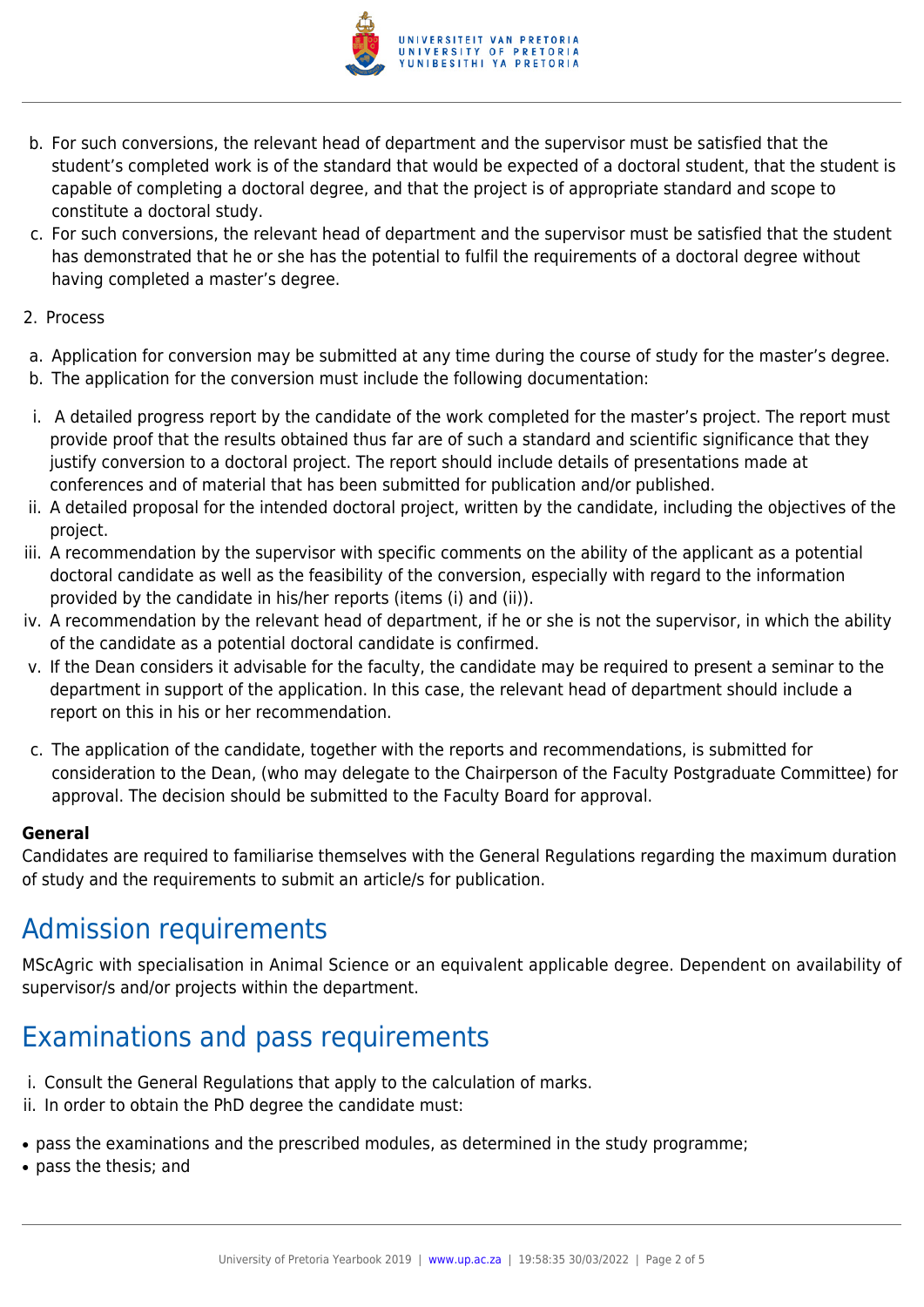b. For such conversions, the relevant head of department and the supervisor must be satisfied that the student's completed work is of the standard that would be expected of a doctoral student, that the student is capable of completing a doctoral degree, and that the project is of appropriate standard and scope to constitute a doctoral study.
c. For such conversions, the relevant head of department and the supervisor must be satisfied that the student has demonstrated that he or she has the potential to fulfil the requirements of a doctoral degree without having completed a master's degree.

2. Process

a. Application for conversion may be submitted at any time during the course of study for the master's degree.
b. The application for the conversion must include the following documentation:

i. A detailed progress report by the candidate of the work completed for the master's project. The report must provide proof that the results obtained thus far are of such a standard and scientific significance that they justify conversion to a doctoral project. The report should include details of presentations made at conferences and of material that has been submitted for publication and/or published.
ii. A detailed proposal for the intended doctoral project, written by the candidate, including the objectives of the project.
iii. A recommendation by the supervisor with specific comments on the ability of the applicant as a potential doctoral candidate as well as the feasibility of the conversion, especially with regard to the information provided by the candidate in his/her reports (items (i) and (ii)).
iv. A recommendation by the relevant head of department, if he or she is not the supervisor, in which the ability of the candidate as a potential doctoral candidate is confirmed.
v. If the Dean considers it advisable for the faculty, the candidate may be required to present a seminar to the department in support of the application. In this case, the relevant head of department should include a report on this in his or her recommendation.

c. The application of the candidate, together with the reports and recommendations, is submitted for consideration to the Dean, (who may delegate to the Chairperson of the Faculty Postgraduate Committee) for approval. The decision should be submitted to the Faculty Board for approval.

**General**
Candidates are required to familiarise themselves with the General Regulations regarding the maximum duration of study and the requirements to submit an article/s for publication.

# Admission requirements

MScAgric with specialisation in Animal Science or an equivalent applicable degree. Dependent on availability of supervisor/s and/or projects within the department.

# Examinations and pass requirements

i. Consult the General Regulations that apply to the calculation of marks.
ii. In order to obtain the PhD degree the candidate must:

- pass the examinations and the prescribed modules, as determined in the study programme;
- pass the thesis; and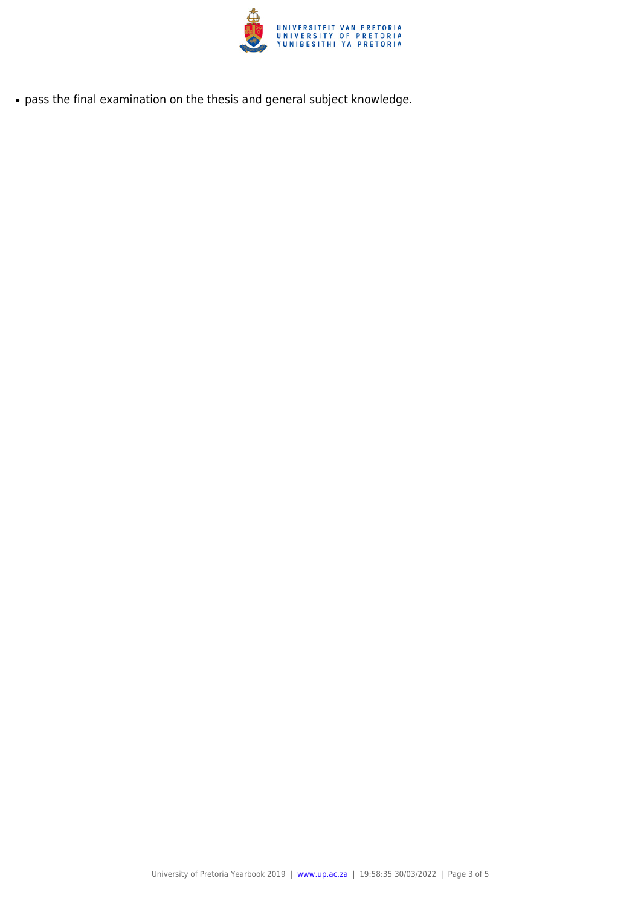- pass the final examination on the thesis and general subject knowledge.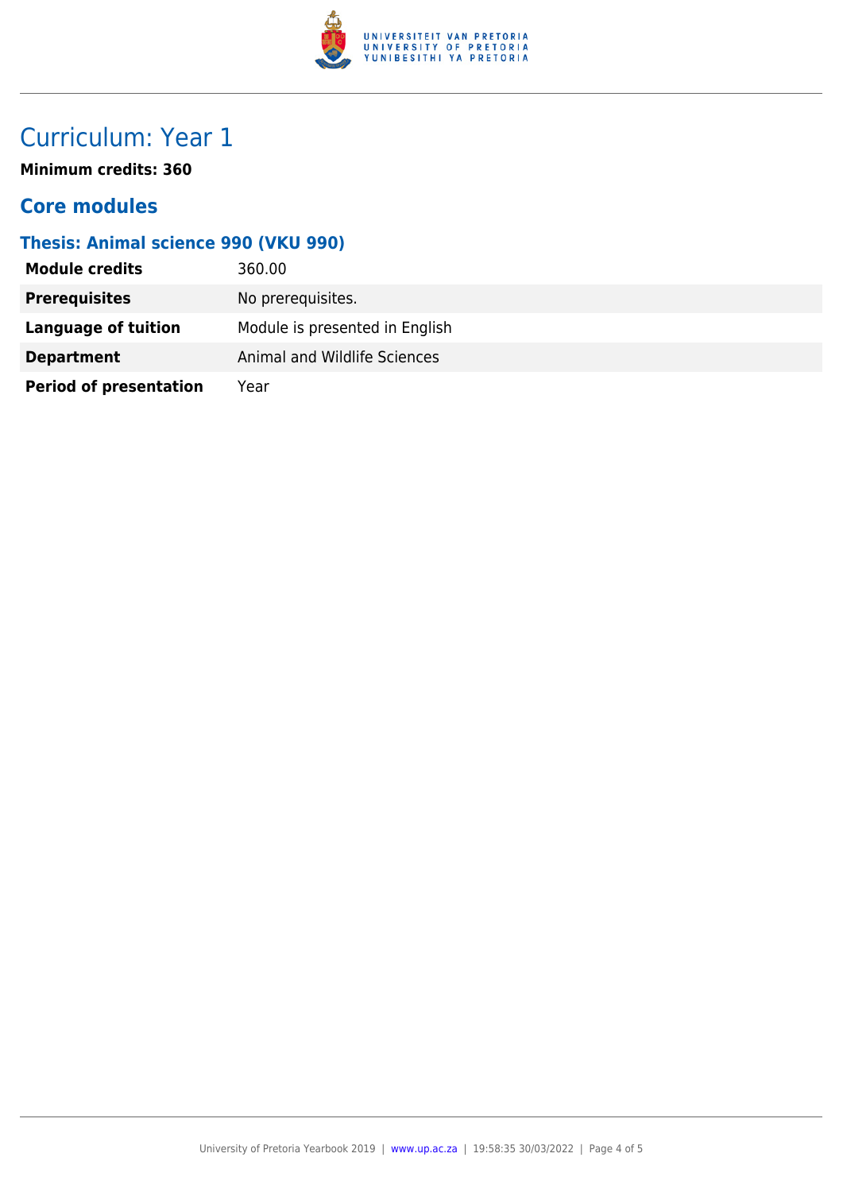# Curriculum: Year 1

**Minimum credits: 360**

## Core modules

### Thesis: Animal science 990 (VKU 990)

| | |
|---|---|
| **Module credits** | 360.00 |
| **Prerequisites** | No prerequisites. |
| **Language of tuition** | Module is presented in English |
| **Department** | Animal and Wildlife Sciences |
| **Period of presentation** | Year |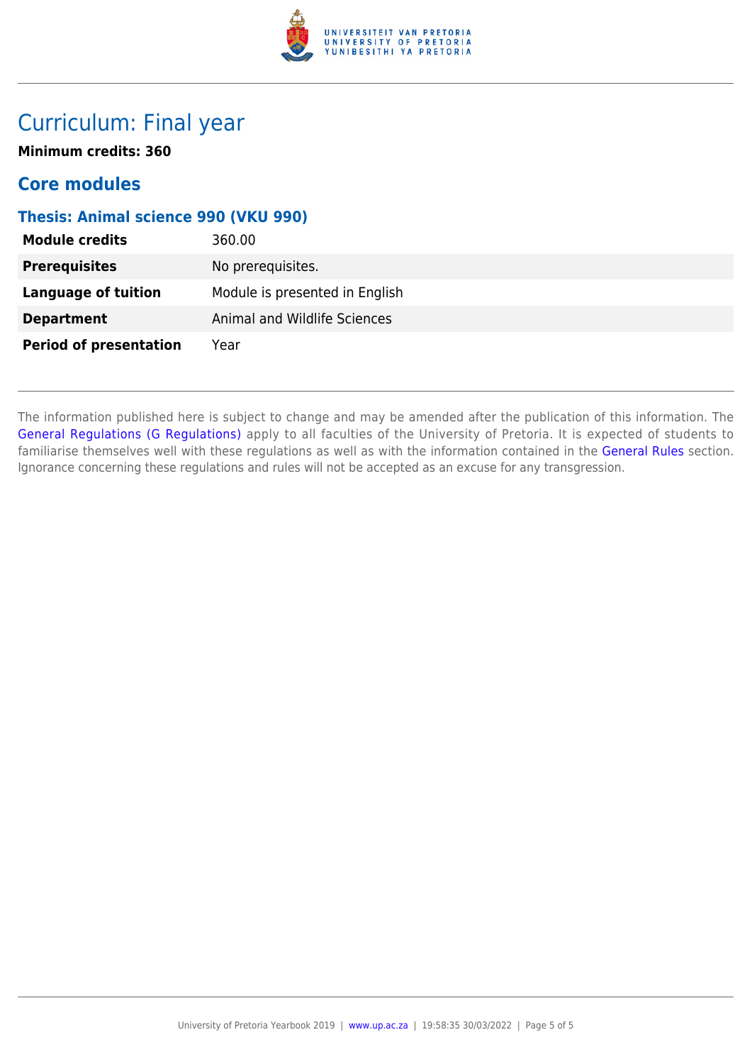# Curriculum: Final year

**Minimum credits: 360**

## Core modules

### Thesis: Animal science 990 (VKU 990)

| | |
|---|---|
| **Module credits** | 360.00 |
| **Prerequisites** | No prerequisites. |
| **Language of tuition** | Module is presented in English |
| **Department** | Animal and Wildlife Sciences |
| **Period of presentation** | Year |

The information published here is subject to change and may be amended after the publication of this information. The General Regulations (G Regulations) apply to all faculties of the University of Pretoria. It is expected of students to familiarise themselves well with these regulations as well as with the information contained in the General Rules section. Ignorance concerning these regulations and rules will not be accepted as an excuse for any transgression.